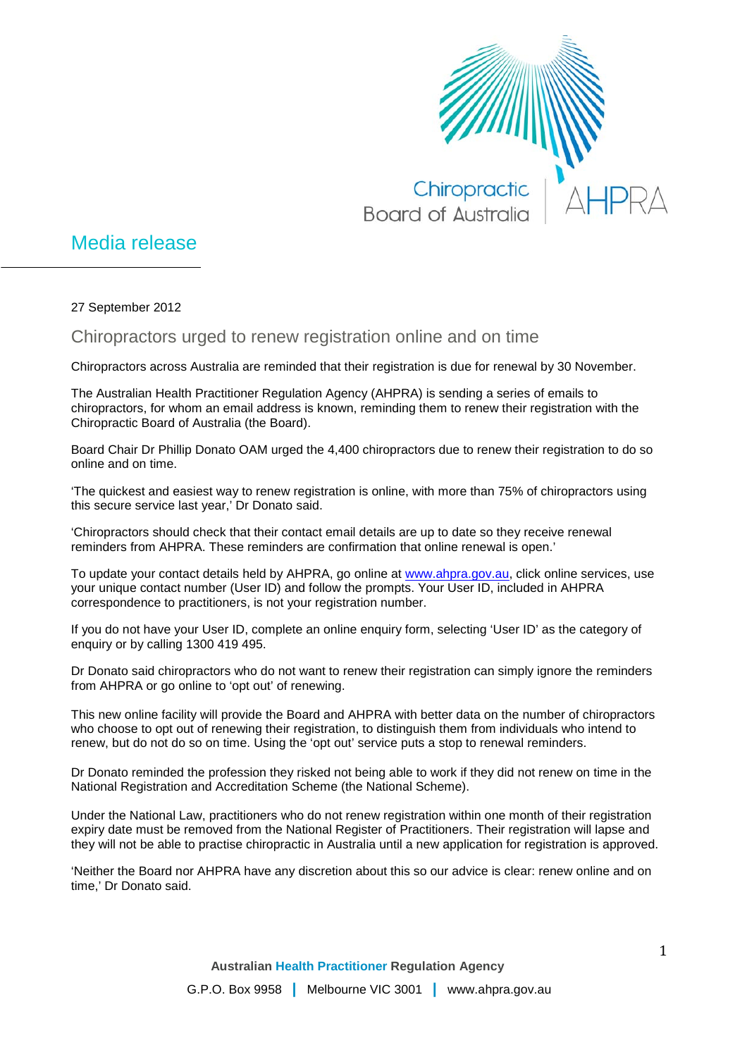Chiropractic Board of Australia | AHPRA

# Media release

27 September 2012

## Chiropractors urged to renew registration online and on time

Chiropractors across Australia are reminded that their registration is due for renewal by 30 November.

The Australian Health Practitioner Regulation Agency (AHPRA) is sending a series of emails to chiropractors, for whom an email address is known, reminding them to renew their registration with the Chiropractic Board of Australia (the Board).

Board Chair Dr Phillip Donato OAM urged the 4,400 chiropractors due to renew their registration to do so online and on time.

'The quickest and easiest way to renew registration is online, with more than 75% of chiropractors using this secure service last year,' Dr Donato said.

'Chiropractors should check that their contact email details are up to date so they receive renewal reminders from AHPRA. These reminders are confirmation that online renewal is open.'

To update your contact details held by AHPRA, go online at www.ahpra.gov.au, click online services, use your unique contact number (User ID) and follow the prompts. Your User ID, included in AHPRA correspondence to practitioners, is not your registration number.

If you do not have your User ID, complete an online enquiry form, selecting 'User ID' as the category of enquiry or by calling 1300 419 495.

Dr Donato said chiropractors who do not want to renew their registration can simply ignore the reminders from AHPRA or go online to 'opt out' of renewing.

This new online facility will provide the Board and AHPRA with better data on the number of chiropractors who choose to opt out of renewing their registration, to distinguish them from individuals who intend to renew, but do not do so on time. Using the 'opt out' service puts a stop to renewal reminders.

Dr Donato reminded the profession they risked not being able to work if they did not renew on time in the National Registration and Accreditation Scheme (the National Scheme).

Under the National Law, practitioners who do not renew registration within one month of their registration expiry date must be removed from the National Register of Practitioners. Their registration will lapse and they will not be able to practise chiropractic in Australia until a new application for registration is approved.

'Neither the Board nor AHPRA have any discretion about this so our advice is clear: renew online and on time,' Dr Donato said.

**Australian Health Practitioner Regulation Agency**

G.P.O. Box 9958 | Melbourne VIC 3001 | www.ahpra.gov.au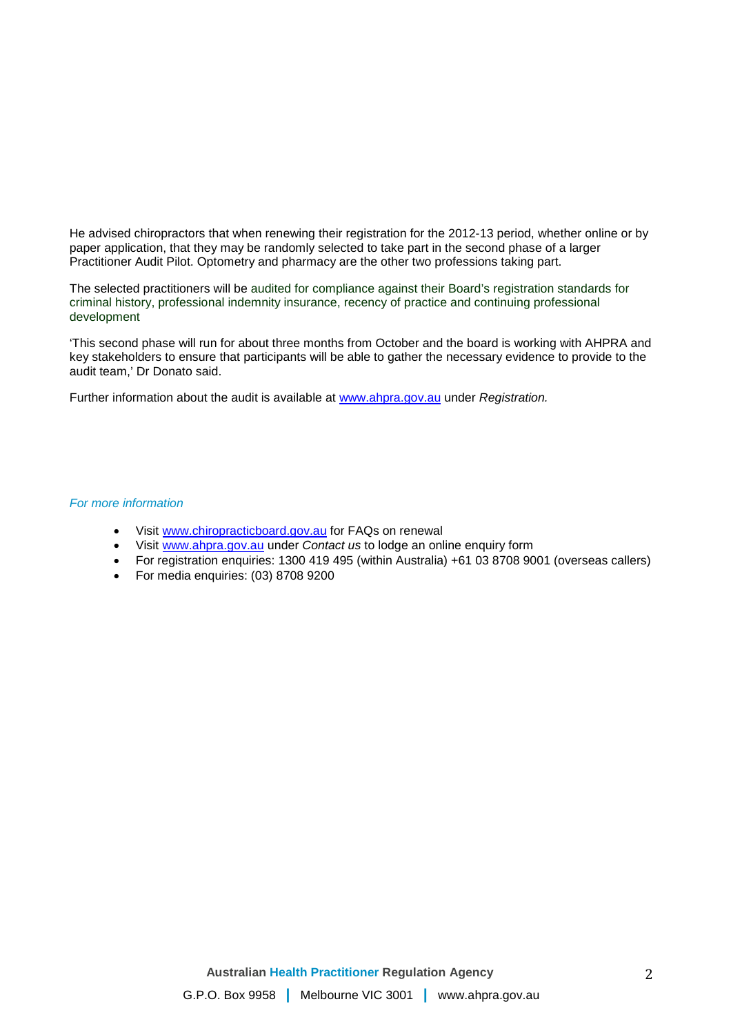He advised chiropractors that when renewing their registration for the 2012-13 period, whether online or by paper application, that they may be randomly selected to take part in the second phase of a larger Practitioner Audit Pilot. Optometry and pharmacy are the other two professions taking part.

The selected practitioners will be audited for compliance against their Board's registration standards for criminal history, professional indemnity insurance, recency of practice and continuing professional development

'This second phase will run for about three months from October and the board is working with AHPRA and key stakeholders to ensure that participants will be able to gather the necessary evidence to provide to the audit team,' Dr Donato said.

Further information about the audit is available at www.ahpra.gov.au under *Registration.*

*For more information*

- Visit www.chiropracticboard.gov.au for FAQs on renewal
- Visit www.ahpra.gov.au under *Contact us* to lodge an online enquiry form
- For registration enquiries: 1300 419 495 (within Australia) +61 03 8708 9001 (overseas callers)
- For media enquiries: (03) 8708 9200

**Australian Health Practitioner Regulation Agency**

G.P.O. Box 9958 | Melbourne VIC 3001 | www.ahpra.gov.au